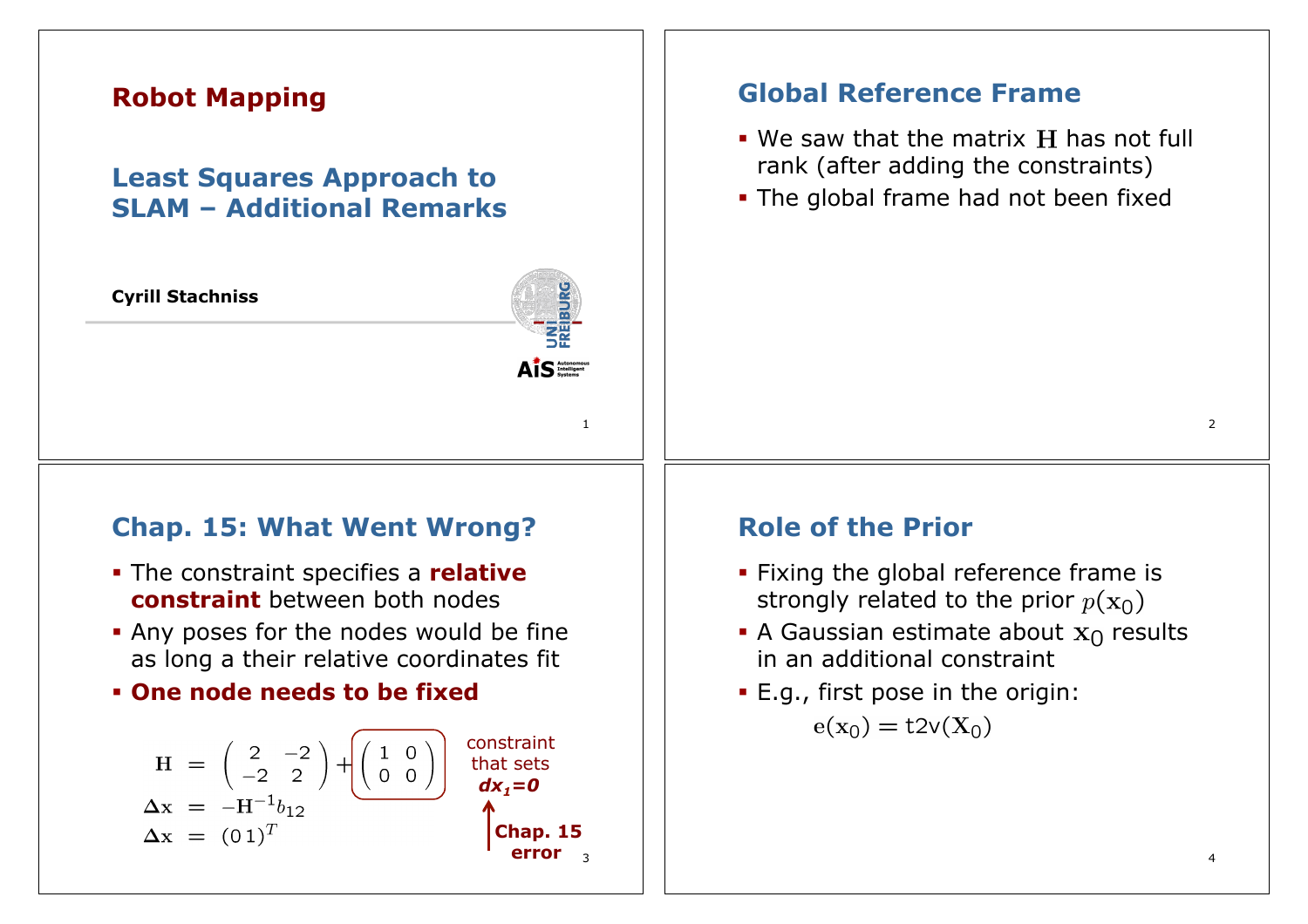# Robot Mapping

## Least Squares Approach to SLAM – Additional Remarks

**Cyrill Stachniss**

## Global Reference Frame

- We saw that the matrix $\mathbf{H}$ has not full rank (after adding the constraints)
- The global frame had not been fixed

## Chap. 15: What Went Wrong?

- The constraint specifies a **relative constraint** between both nodes
- Any poses for the nodes would be fine as long a their relative coordinates fit
- **One node needs to be fixed**

$$
\begin{aligned}
\mathbf{H} &= \begin{pmatrix} 2 & -2 \\ -2 & 2 \end{pmatrix} + \begin{pmatrix} 1 & 0 \\ 0 & 0 \end{pmatrix} \\
\Delta \mathbf{x} &= -\mathbf{H}^{-1} b_{12} \\
\Delta \mathbf{x} &= (0\,1)^T
\end{aligned}
$$

constraint that sets ***$dx_1=0$***

**Chap. 15 error**

## Role of the Prior

- Fixing the global reference frame is strongly related to the prior $p(\mathbf{x}_0)$
- A Gaussian estimate about $\mathbf{x}_0$ results in an additional constraint
- E.g., first pose in the origin:

$$\mathbf{e}(\mathbf{x}_0) = \text{t2v}(\mathbf{X}_0)$$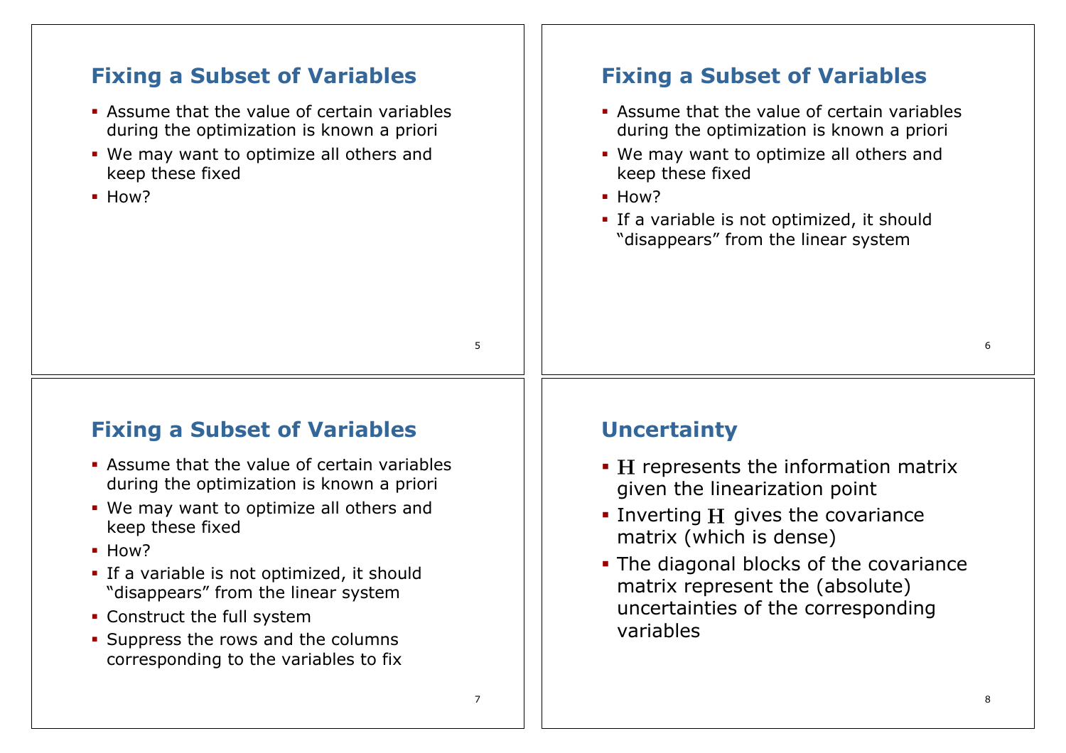## Fixing a Subset of Variables

- Assume that the value of certain variables during the optimization is known a priori
- We may want to optimize all others and keep these fixed
- How?

## Fixing a Subset of Variables

- Assume that the value of certain variables during the optimization is known a priori
- We may want to optimize all others and keep these fixed
- How?
- If a variable is not optimized, it should "disappears" from the linear system

## Fixing a Subset of Variables

- Assume that the value of certain variables during the optimization is known a priori
- We may want to optimize all others and keep these fixed
- How?
- If a variable is not optimized, it should "disappears" from the linear system
- Construct the full system
- Suppress the rows and the columns corresponding to the variables to fix

## Uncertainty

- $\mathbf{H}$ represents the information matrix given the linearization point
- Inverting $\mathbf{H}$ gives the covariance matrix (which is dense)
- The diagonal blocks of the covariance matrix represent the (absolute) uncertainties of the corresponding variables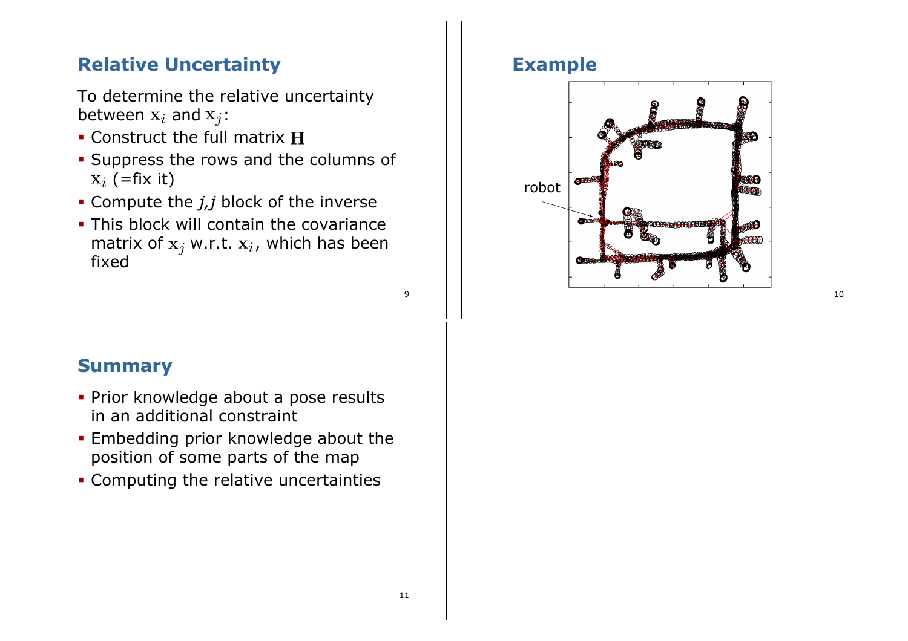## Relative Uncertainty

To determine the relative uncertainty between $\mathbf{x}_i$ and $\mathbf{x}_j$:

- Construct the full matrix $\mathbf{H}$
- Suppress the rows and the columns of $\mathbf{x}_i$ (=fix it)
- Compute the *j,j* block of the inverse
- This block will contain the covariance matrix of $\mathbf{x}_j$ w.r.t. $\mathbf{x}_i$, which has been fixed

## Example

robot

## Summary

- Prior knowledge about a pose results in an additional constraint
- Embedding prior knowledge about the position of some parts of the map
- Computing the relative uncertainties